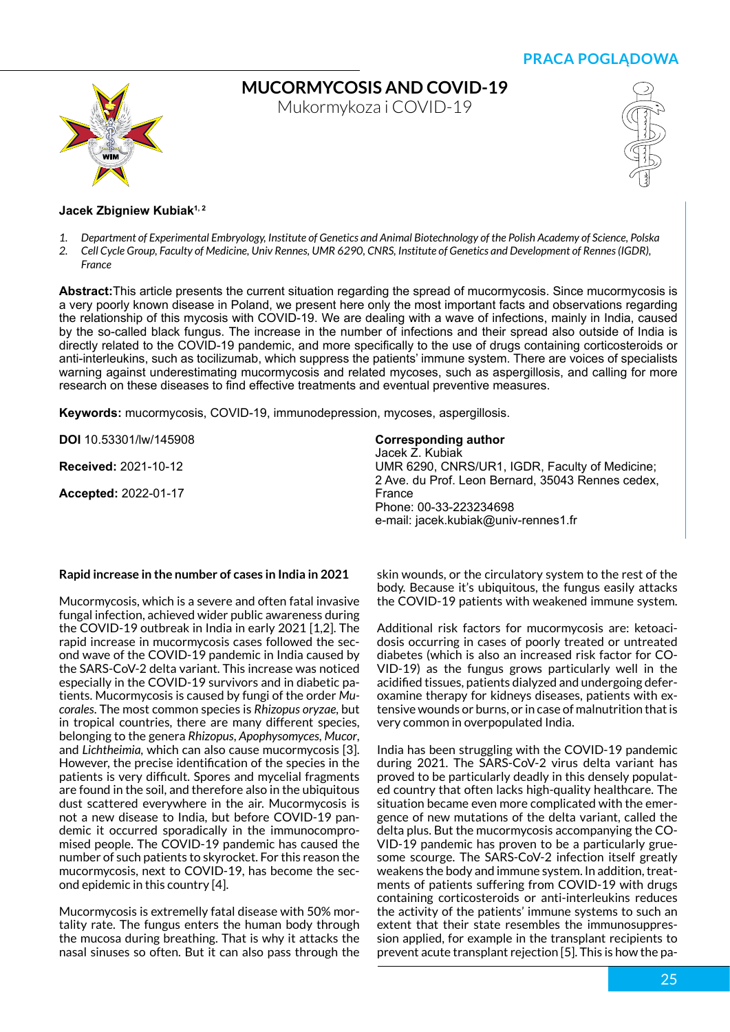PRACA POGLĄDOWA

# MUCORMYCOSIS AND COVID-19

Mukormykoza i COVID-19

**Jacek Zbigniew Kubiak[1, 2]**

1. *Department of Experimental Embryology, Institute of Genetics and Animal Biotechnology of the Polish Academy of Science, Polska*
2. *Cell Cycle Group, Faculty of Medicine, Univ Rennes, UMR 6290, CNRS, Institute of Genetics and Development of Rennes (IGDR), France*

**Abstract:** This article presents the current situation regarding the spread of mucormycosis. Since mucormycosis is a very poorly known disease in Poland, we present here only the most important facts and observations regarding the relationship of this mycosis with COVID-19. We are dealing with a wave of infections, mainly in India, caused by the so-called black fungus. The increase in the number of infections and their spread also outside of India is directly related to the COVID-19 pandemic, and more specifically to the use of drugs containing corticosteroids or anti-interleukins, such as tocilizumab, which suppress the patients' immune system. There are voices of specialists warning against underestimating mucormycosis and related mycoses, such as aspergillosis, and calling for more research on these diseases to find effective treatments and eventual preventive measures.

**Keywords:** mucormycosis, COVID-19, immunodepression, mycoses, aspergillosis.

**DOI** 10.53301/lw/145908

**Received:** 2021-10-12

**Accepted:** 2022-01-17

**Corresponding author**
Jacek Z. Kubiak
UMR 6290, CNRS/UR1, IGDR, Faculty of Medicine; 2 Ave. du Prof. Leon Bernard, 35043 Rennes cedex, France
Phone: 00-33-223234698
e-mail: jacek.kubiak@univ-rennes1.fr

## Rapid increase in the number of cases in India in 2021

Mucormycosis, which is a severe and often fatal invasive fungal infection, achieved wider public awareness during the COVID-19 outbreak in India in early 2021 [1,2]. The rapid increase in mucormycosis cases followed the second wave of the COVID-19 pandemic in India caused by the SARS-CoV-2 delta variant. This increase was noticed especially in the COVID-19 survivors and in diabetic patients. Mucormycosis is caused by fungi of the order *Mucorales*. The most common species is *Rhizopus oryzae*, but in tropical countries, there are many different species, belonging to the genera *Rhizopus*, *Apophysomyces*, *Mucor*, and *Lichtheimia*, which can also cause mucormycosis [3]. However, the precise identification of the species in the patients is very difficult. Spores and mycelial fragments are found in the soil, and therefore also in the ubiquitous dust scattered everywhere in the air. Mucormycosis is not a new disease to India, but before COVID-19 pandemic it occurred sporadically in the immunocompromised people. The COVID-19 pandemic has caused the number of such patients to skyrocket. For this reason the mucormycosis, next to COVID-19, has become the second epidemic in this country [4].

Mucormycosis is extremelly fatal disease with 50% mortality rate. The fungus enters the human body through the mucosa during breathing. That is why it attacks the nasal sinuses so often. But it can also pass through the skin wounds, or the circulatory system to the rest of the body. Because it's ubiquitous, the fungus easily attacks the COVID-19 patients with weakened immune system.

Additional risk factors for mucormycosis are: ketoacidosis occurring in cases of poorly treated or untreated diabetes (which is also an increased risk factor for COVID-19) as the fungus grows particularly well in the acidified tissues, patients dialyzed and undergoing deferoxamine therapy for kidneys diseases, patients with extensive wounds or burns, or in case of malnutrition that is very common in overpopulated India.

India has been struggling with the COVID-19 pandemic during 2021. The SARS-CoV-2 virus delta variant has proved to be particularly deadly in this densely populated country that often lacks high-quality healthcare. The situation became even more complicated with the emergence of new mutations of the delta variant, called the delta plus. But the mucormycosis accompanying the COVID-19 pandemic has proven to be a particularly gruesome scourge. The SARS-CoV-2 infection itself greatly weakens the body and immune system. In addition, treatments of patients suffering from COVID-19 with drugs containing corticosteroids or anti-interleukins reduces the activity of the patients' immune systems to such an extent that their state resembles the immunosuppression applied, for example in the transplant recipients to prevent acute transplant rejection [5]. This is how the pa-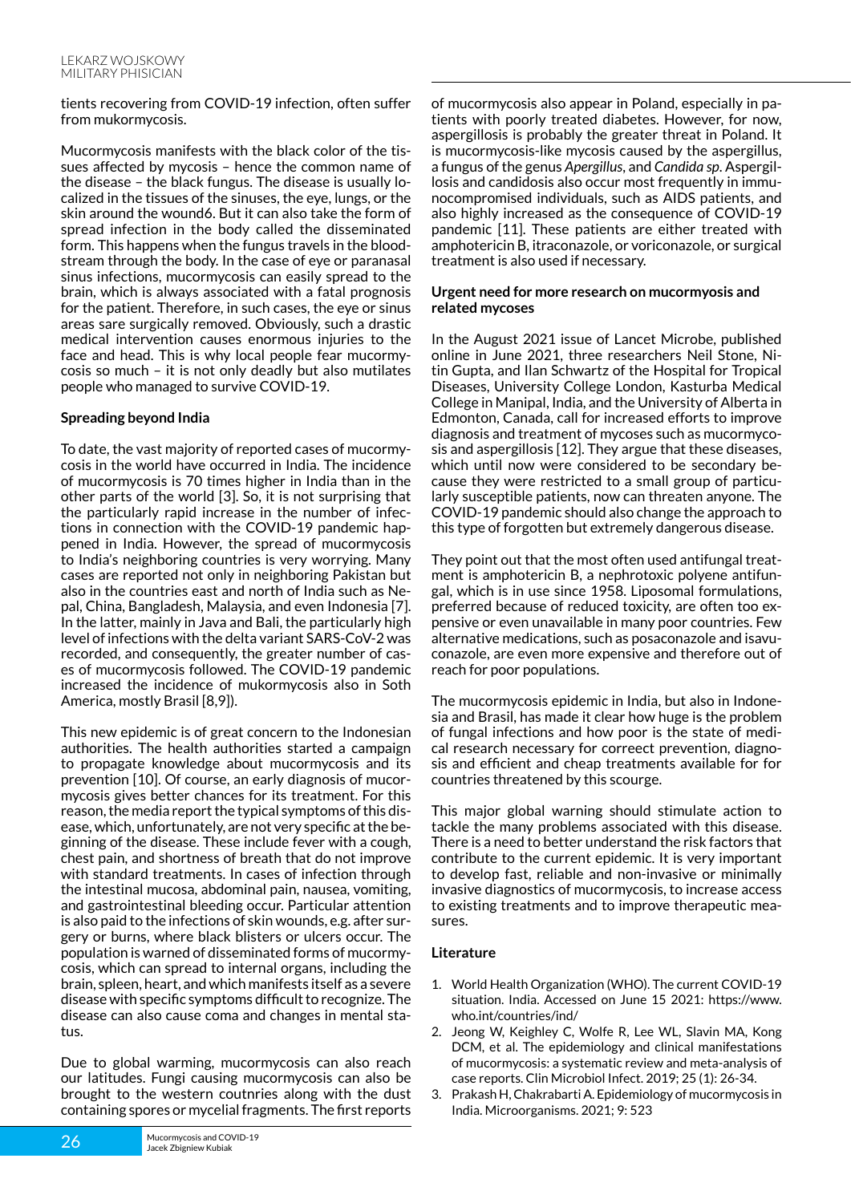tients recovering from COVID-19 infection, often suffer from mukormycosis.

Mucormycosis manifests with the black color of the tissues affected by mycosis – hence the common name of the disease – the black fungus. The disease is usually localized in the tissues of the sinuses, the eye, lungs, or the skin around the wound6. But it can also take the form of spread infection in the body called the disseminated form. This happens when the fungus travels in the bloodstream through the body. In the case of eye or paranasal sinus infections, mucormycosis can easily spread to the brain, which is always associated with a fatal prognosis for the patient. Therefore, in such cases, the eye or sinus areas sare surgically removed. Obviously, such a drastic medical intervention causes enormous injuries to the face and head. This is why local people fear mucormycosis so much – it is not only deadly but also mutilates people who managed to survive COVID-19.

**Spreading beyond India**

To date, the vast majority of reported cases of mucormycosis in the world have occurred in India. The incidence of mucormycosis is 70 times higher in India than in the other parts of the world [3]. So, it is not surprising that the particularly rapid increase in the number of infections in connection with the COVID-19 pandemic happened in India. However, the spread of mucormycosis to India's neighboring countries is very worrying. Many cases are reported not only in neighboring Pakistan but also in the countries east and north of India such as Nepal, China, Bangladesh, Malaysia, and even Indonesia [7]. In the latter, mainly in Java and Bali, the particularly high level of infections with the delta variant SARS-CoV-2 was recorded, and consequently, the greater number of cases of mucormycosis followed. The COVID-19 pandemic increased the incidence of mukormycosis also in Soth America, mostly Brasil [8,9]).

This new epidemic is of great concern to the Indonesian authorities. The health authorities started a campaign to propagate knowledge about mucormycosis and its prevention [10]. Of course, an early diagnosis of mucormycosis gives better chances for its treatment. For this reason, the media report the typical symptoms of this disease, which, unfortunately, are not very specific at the beginning of the disease. These include fever with a cough, chest pain, and shortness of breath that do not improve with standard treatments. In cases of infection through the intestinal mucosa, abdominal pain, nausea, vomiting, and gastrointestinal bleeding occur. Particular attention is also paid to the infections of skin wounds, e.g. after surgery or burns, where black blisters or ulcers occur. The population is warned of disseminated forms of mucormycosis, which can spread to internal organs, including the brain, spleen, heart, and which manifests itself as a severe disease with specific symptoms difficult to recognize. The disease can also cause coma and changes in mental status.

Due to global warming, mucormycosis can also reach our latitudes. Fungi causing mucormycosis can also be brought to the western coutnries along with the dust containing spores or mycelial fragments. The first reports of mucormycosis also appear in Poland, especially in patients with poorly treated diabetes. However, for now, aspergillosis is probably the greater threat in Poland. It is mucormycosis-like mycosis caused by the aspergillus, a fungus of the genus *Apergillus*, and *Candida sp*. Aspergillosis and candidosis also occur most frequently in immunocompromised individuals, such as AIDS patients, and also highly increased as the consequence of COVID-19 pandemic [11]. These patients are either treated with amphotericin B, itraconazole, or voriconazole, or surgical treatment is also used if necessary.

**Urgent need for more research on mucormyosis and related mycoses**

In the August 2021 issue of Lancet Microbe, published online in June 2021, three researchers Neil Stone, Nitin Gupta, and Ilan Schwartz of the Hospital for Tropical Diseases, University College London, Kasturba Medical College in Manipal, India, and the University of Alberta in Edmonton, Canada, call for increased efforts to improve diagnosis and treatment of mycoses such as mucormycosis and aspergillosis [12]. They argue that these diseases, which until now were considered to be secondary because they were restricted to a small group of particularly susceptible patients, now can threaten anyone. The COVID-19 pandemic should also change the approach to this type of forgotten but extremely dangerous disease.

They point out that the most often used antifungal treatment is amphotericin B, a nephrotoxic polyene antifungal, which is in use since 1958. Liposomal formulations, preferred because of reduced toxicity, are often too expensive or even unavailable in many poor countries. Few alternative medications, such as posaconazole and isavuconazole, are even more expensive and therefore out of reach for poor populations.

The mucormycosis epidemic in India, but also in Indonesia and Brasil, has made it clear how huge is the problem of fungal infections and how poor is the state of medical research necessary for correect prevention, diagnosis and efficient and cheap treatments available for for countries threatened by this scourge.

This major global warning should stimulate action to tackle the many problems associated with this disease. There is a need to better understand the risk factors that contribute to the current epidemic. It is very important to develop fast, reliable and non-invasive or minimally invasive diagnostics of mucormycosis, to increase access to existing treatments and to improve therapeutic measures.

**Literature**

1. World Health Organization (WHO). The current COVID-19 situation. India. Accessed on June 15 2021: https://www.who.int/countries/ind/
2. Jeong W, Keighley C, Wolfe R, Lee WL, Slavin MA, Kong DCM, et al. The epidemiology and clinical manifestations of mucormycosis: a systematic review and meta-analysis of case reports. Clin Microbiol Infect. 2019; 25 (1): 26-34.
3. Prakash H, Chakrabarti A. Epidemiology of mucormycosis in India. Microorganisms. 2021; 9: 523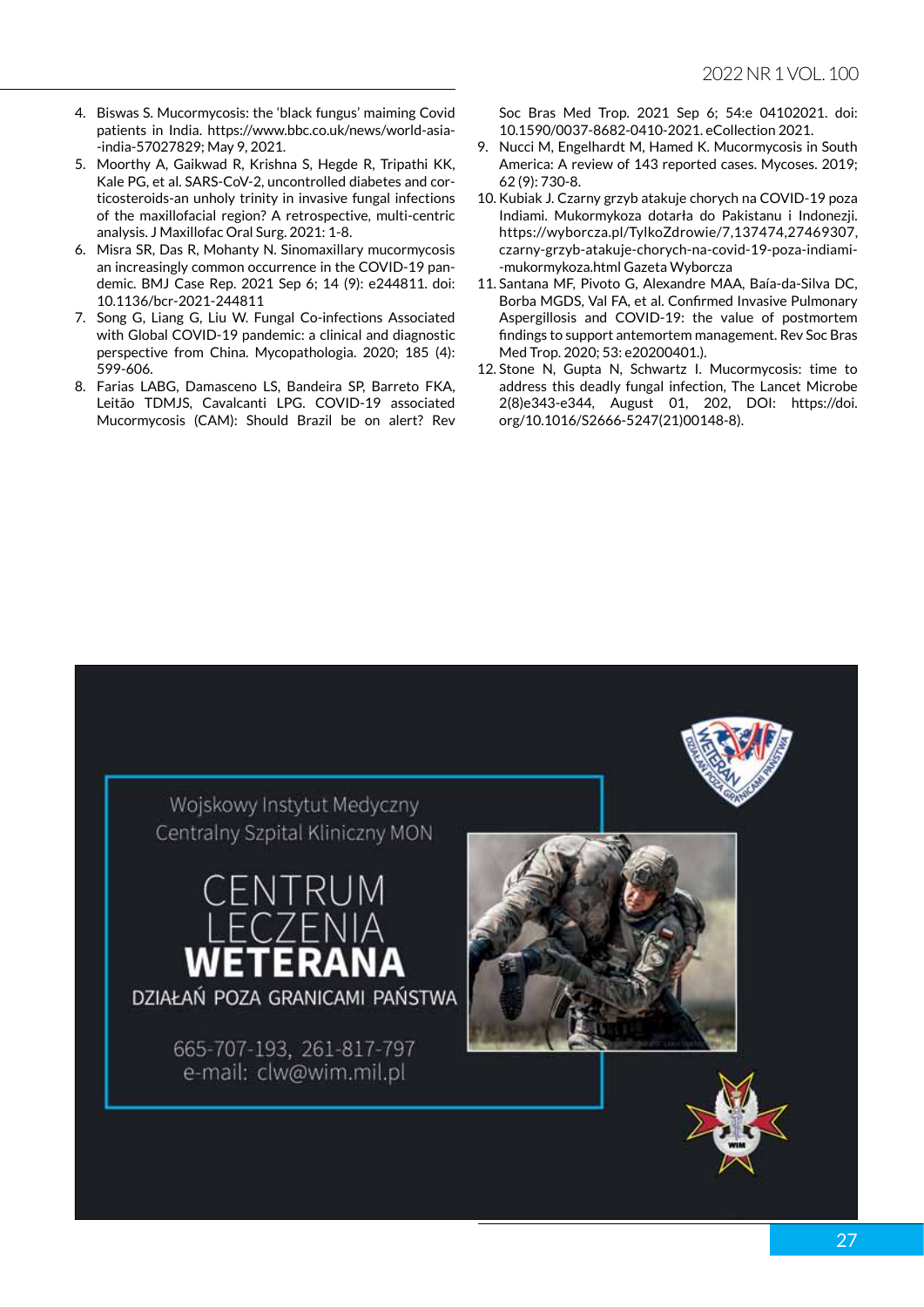4. Biswas S. Mucormycosis: the 'black fungus' maiming Covid patients in India. https://www.bbc.co.uk/news/world-asia--india-57027829; May 9, 2021.
5. Moorthy A, Gaikwad R, Krishna S, Hegde R, Tripathi KK, Kale PG, et al. SARS-CoV-2, uncontrolled diabetes and corticosteroids-an unholy trinity in invasive fungal infections of the maxillofacial region? A retrospective, multi-centric analysis. J Maxillofac Oral Surg. 2021: 1-8.
6. Misra SR, Das R, Mohanty N. Sinomaxillary mucormycosis an increasingly common occurrence in the COVID-19 pandemic. BMJ Case Rep. 2021 Sep 6; 14 (9): e244811. doi: 10.1136/bcr-2021-244811
7. Song G, Liang G, Liu W. Fungal Co-infections Associated with Global COVID-19 pandemic: a clinical and diagnostic perspective from China. Mycopathologia. 2020; 185 (4): 599-606.
8. Farias LABG, Damasceno LS, Bandeira SP, Barreto FKA, Leitão TDMJS, Cavalcanti LPG. COVID-19 associated Mucormycosis (CAM): Should Brazil be on alert? Rev Soc Bras Med Trop. 2021 Sep 6; 54:e 04102021. doi: 10.1590/0037-8682-0410-2021. eCollection 2021.
9. Nucci M, Engelhardt M, Hamed K. Mucormycosis in South America: A review of 143 reported cases. Mycoses. 2019; 62 (9): 730-8.
10. Kubiak J. Czarny grzyb atakuje chorych na COVID-19 poza Indiami. Mukormykoza dotarła do Pakistanu i Indonezji. https://wyborcza.pl/TylkoZdrowie/7,137474,27469307, czarny-grzyb-atakuje-chorych-na-covid-19-poza-indiami--mukormykoza.html Gazeta Wyborcza
11. Santana MF, Pivoto G, Alexandre MAA, Baía-da-Silva DC, Borba MGDS, Val FA, et al. Confirmed Invasive Pulmonary Aspergillosis and COVID-19: the value of postmortem findings to support antemortem management. Rev Soc Bras Med Trop. 2020; 53: e20200401.).
12. Stone N, Gupta N, Schwartz I. Mucormycosis: time to address this deadly fungal infection, The Lancet Microbe 2(8)e343-e344, August 01, 202, DOI: https://doi.org/10.1016/S2666-5247(21)00148-8).

Wojskowy Instytut Medyczny
Centralny Szpital Kliniczny MON

CENTRUM LECZENIA **WETERANA**

DZIAŁAŃ POZA GRANICAMI PAŃSTWA

665-707-193, 261-817-797
e-mail: clw@wim.mil.pl